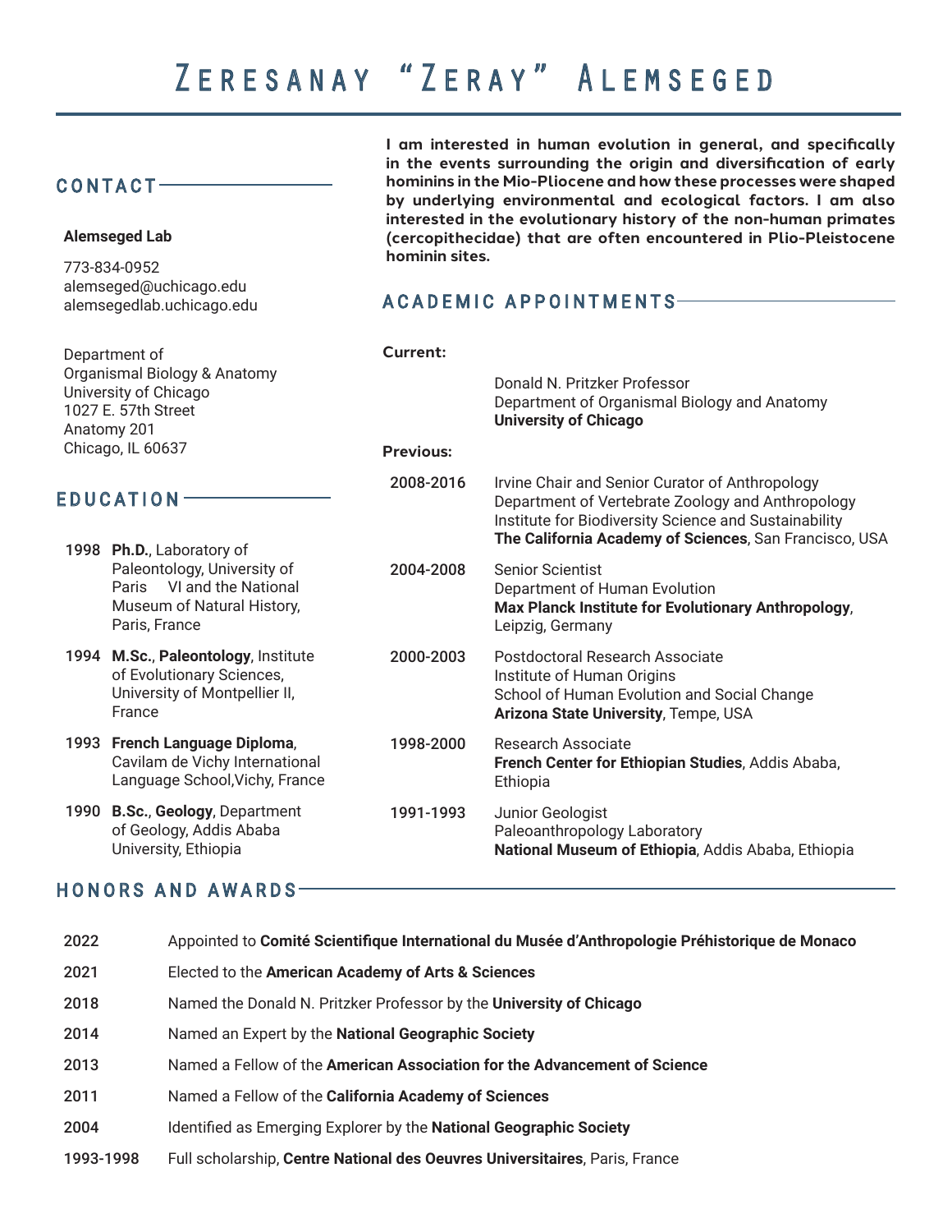# Zeresanay "Zeray" Alemseged

**I am interested in human evolution in general, and specifically in the events surrounding the origin and diversification of early hominins in the Mio-Pliocene and how these processes were shaped by underlying environmental and ecological factors. I am also interested in the evolutionary history of the non-human primates (cercopithecidae) that are often encountered in Plio-Pleistocene hominin sites.**

## CONTACT

**Alemseged Lab**

773-834-0952
alemseged@uchicago.edu
alemsegedlab.uchicago.edu

Department of
Organismal Biology & Anatomy
University of Chicago
1027 E. 57th Street
Anatomy 201
Chicago, IL 60637

## EDUCATION

**1998** **Ph.D.**, Laboratory of Paleontology, University of Paris VI and the National Museum of Natural History, Paris, France

**1994** **M.Sc.**, **Paleontology**, Institute of Evolutionary Sciences, University of Montpellier II, France

**1993** **French Language Diploma**, Cavilam de Vichy International Language School,Vichy, France

**1990** **B.Sc.**, **Geology**, Department of Geology, Addis Ababa University, Ethiopia

## ACADEMIC APPOINTMENTS

**Current:**

Donald N. Pritzker Professor
Department of Organismal Biology and Anatomy
**University of Chicago**

**Previous:**

**2008-2016** Irvine Chair and Senior Curator of Anthropology
Department of Vertebrate Zoology and Anthropology
Institute for Biodiversity Science and Sustainability
**The California Academy of Sciences**, San Francisco, USA

**2004-2008** Senior Scientist
Department of Human Evolution
**Max Planck Institute for Evolutionary Anthropology**, Leipzig, Germany

**2000-2003** Postdoctoral Research Associate
Institute of Human Origins
School of Human Evolution and Social Change
**Arizona State University**, Tempe, USA

**1998-2000** Research Associate
**French Center for Ethiopian Studies**, Addis Ababa, Ethiopia

**1991-1993** Junior Geologist
Paleoanthropology Laboratory
**National Museum of Ethiopia**, Addis Ababa, Ethiopia

## HONORS AND AWARDS

| | |
|---|---|
| 2022 | Appointed to **Comité Scientifique International du Musée d'Anthropologie Préhistorique de Monaco** |
| 2021 | Elected to the **American Academy of Arts & Sciences** |
| 2018 | Named the Donald N. Pritzker Professor by the **University of Chicago** |
| 2014 | Named an Expert by the **National Geographic Society** |
| 2013 | Named a Fellow of the **American Association for the Advancement of Science** |
| 2011 | Named a Fellow of the **California Academy of Sciences** |
| 2004 | Identified as Emerging Explorer by the **National Geographic Society** |
| 1993-1998 | Full scholarship, **Centre National des Oeuvres Universitaires**, Paris, France |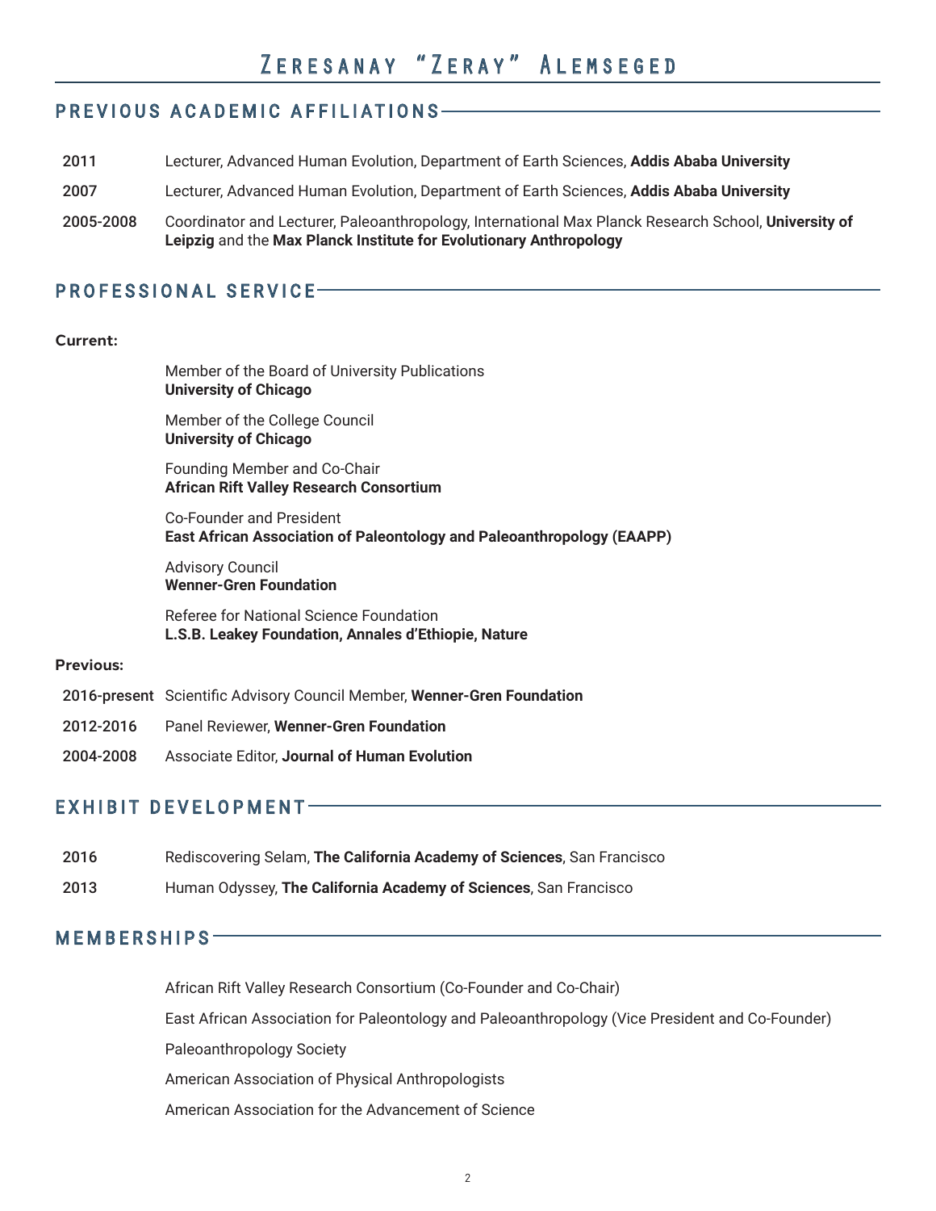# Zeresanay "Zeray" Alemseged

## PREVIOUS ACADEMIC AFFILIATIONS

**2011** Lecturer, Advanced Human Evolution, Department of Earth Sciences, **Addis Ababa University**

**2007** Lecturer, Advanced Human Evolution, Department of Earth Sciences, **Addis Ababa University**

**2005-2008** Coordinator and Lecturer, Paleoanthropology, International Max Planck Research School, **University of Leipzig** and the **Max Planck Institute for Evolutionary Anthropology**

## PROFESSIONAL SERVICE

**Current:**

Member of the Board of University Publications
**University of Chicago**

Member of the College Council
**University of Chicago**

Founding Member and Co-Chair
**African Rift Valley Research Consortium**

Co-Founder and President
**East African Association of Paleontology and Paleoanthropology (EAAPP)**

Advisory Council
**Wenner-Gren Foundation**

Referee for National Science Foundation
**L.S.B. Leakey Foundation, Annales d'Ethiopie, Nature**

**Previous:**

**2016-present** Scientific Advisory Council Member, **Wenner-Gren Foundation**

**2012-2016** Panel Reviewer, **Wenner-Gren Foundation**

**2004-2008** Associate Editor, **Journal of Human Evolution**

## EXHIBIT DEVELOPMENT

**2016** Rediscovering Selam, **The California Academy of Sciences**, San Francisco

**2013** Human Odyssey, **The California Academy of Sciences**, San Francisco

## MEMBERSHIPS

African Rift Valley Research Consortium (Co-Founder and Co-Chair)

East African Association for Paleontology and Paleoanthropology (Vice President and Co-Founder)

Paleoanthropology Society

American Association of Physical Anthropologists

American Association for the Advancement of Science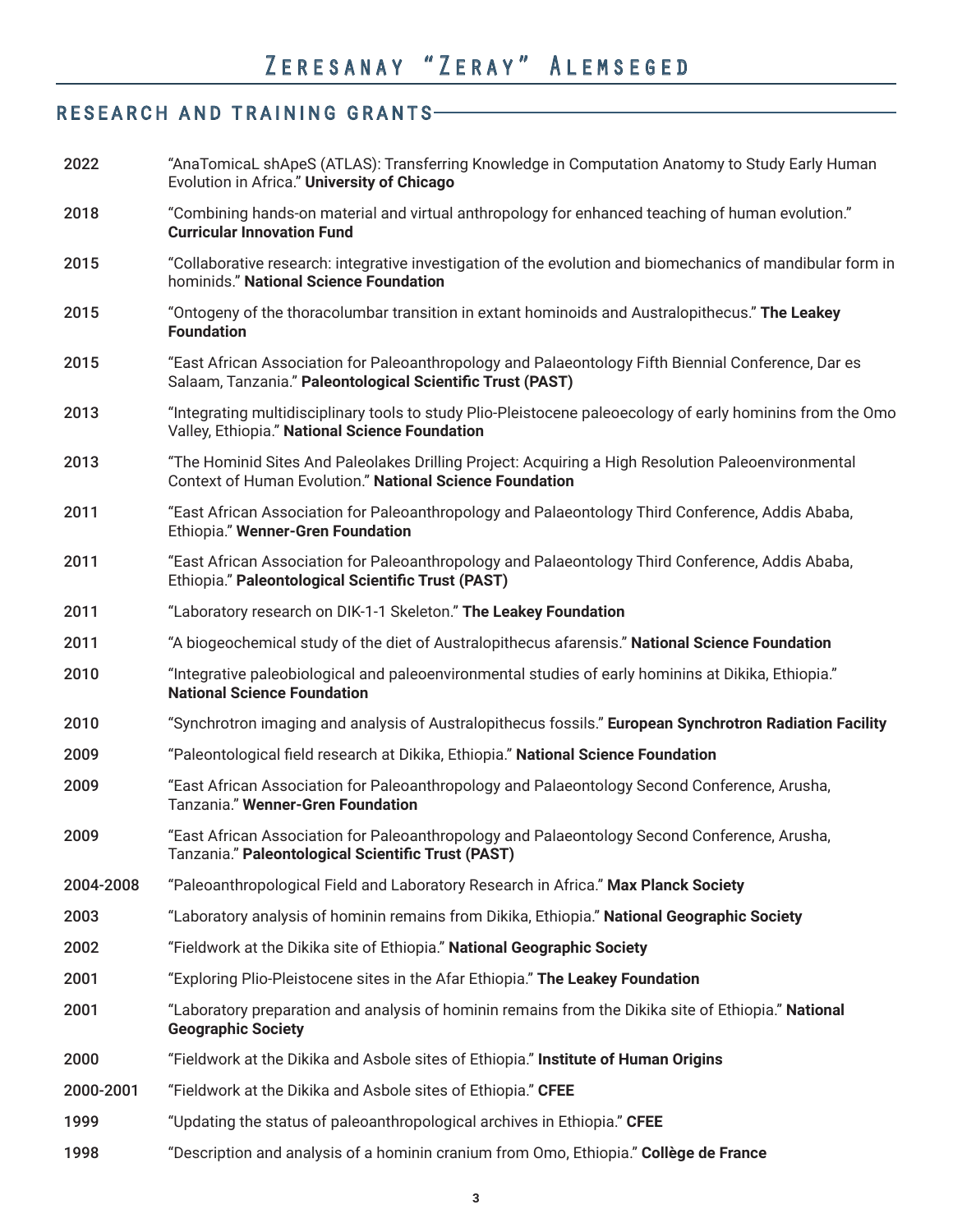## RESEARCH AND TRAINING GRANTS

| | |
|---|---|
| 2022 | "AnaTomicaL shApeS (ATLAS): Transferring Knowledge in Computation Anatomy to Study Early Human Evolution in Africa." **University of Chicago** |
| 2018 | "Combining hands-on material and virtual anthropology for enhanced teaching of human evolution." **Curricular Innovation Fund** |
| 2015 | "Collaborative research: integrative investigation of the evolution and biomechanics of mandibular form in hominids." **National Science Foundation** |
| 2015 | "Ontogeny of the thoracolumbar transition in extant hominoids and Australopithecus." **The Leakey Foundation** |
| 2015 | "East African Association for Paleoanthropology and Palaeontology Fifth Biennial Conference, Dar es Salaam, Tanzania." **Paleontological Scientific Trust (PAST)** |
| 2013 | "Integrating multidisciplinary tools to study Plio-Pleistocene paleoecology of early hominins from the Omo Valley, Ethiopia." **National Science Foundation** |
| 2013 | "The Hominid Sites And Paleolakes Drilling Project: Acquiring a High Resolution Paleoenvironmental Context of Human Evolution." **National Science Foundation** |
| 2011 | "East African Association for Paleoanthropology and Palaeontology Third Conference, Addis Ababa, Ethiopia." **Wenner-Gren Foundation** |
| 2011 | "East African Association for Paleoanthropology and Palaeontology Third Conference, Addis Ababa, Ethiopia." **Paleontological Scientific Trust (PAST)** |
| 2011 | "Laboratory research on DIK-1-1 Skeleton." **The Leakey Foundation** |
| 2011 | "A biogeochemical study of the diet of Australopithecus afarensis." **National Science Foundation** |
| 2010 | "Integrative paleobiological and paleoenvironmental studies of early hominins at Dikika, Ethiopia." **National Science Foundation** |
| 2010 | "Synchrotron imaging and analysis of Australopithecus fossils." **European Synchrotron Radiation Facility** |
| 2009 | "Paleontological field research at Dikika, Ethiopia." **National Science Foundation** |
| 2009 | "East African Association for Paleoanthropology and Palaeontology Second Conference, Arusha, Tanzania." **Wenner-Gren Foundation** |
| 2009 | "East African Association for Paleoanthropology and Palaeontology Second Conference, Arusha, Tanzania." **Paleontological Scientific Trust (PAST)** |
| 2004-2008 | "Paleoanthropological Field and Laboratory Research in Africa." **Max Planck Society** |
| 2003 | "Laboratory analysis of hominin remains from Dikika, Ethiopia." **National Geographic Society** |
| 2002 | "Fieldwork at the Dikika site of Ethiopia." **National Geographic Society** |
| 2001 | "Exploring Plio-Pleistocene sites in the Afar Ethiopia." **The Leakey Foundation** |
| 2001 | "Laboratory preparation and analysis of hominin remains from the Dikika site of Ethiopia." **National Geographic Society** |
| 2000 | "Fieldwork at the Dikika and Asbole sites of Ethiopia." **Institute of Human Origins** |
| 2000-2001 | "Fieldwork at the Dikika and Asbole sites of Ethiopia." **CFEE** |
| 1999 | "Updating the status of paleoanthropological archives in Ethiopia." **CFEE** |
| 1998 | "Description and analysis of a hominin cranium from Omo, Ethiopia." **Collège de France** |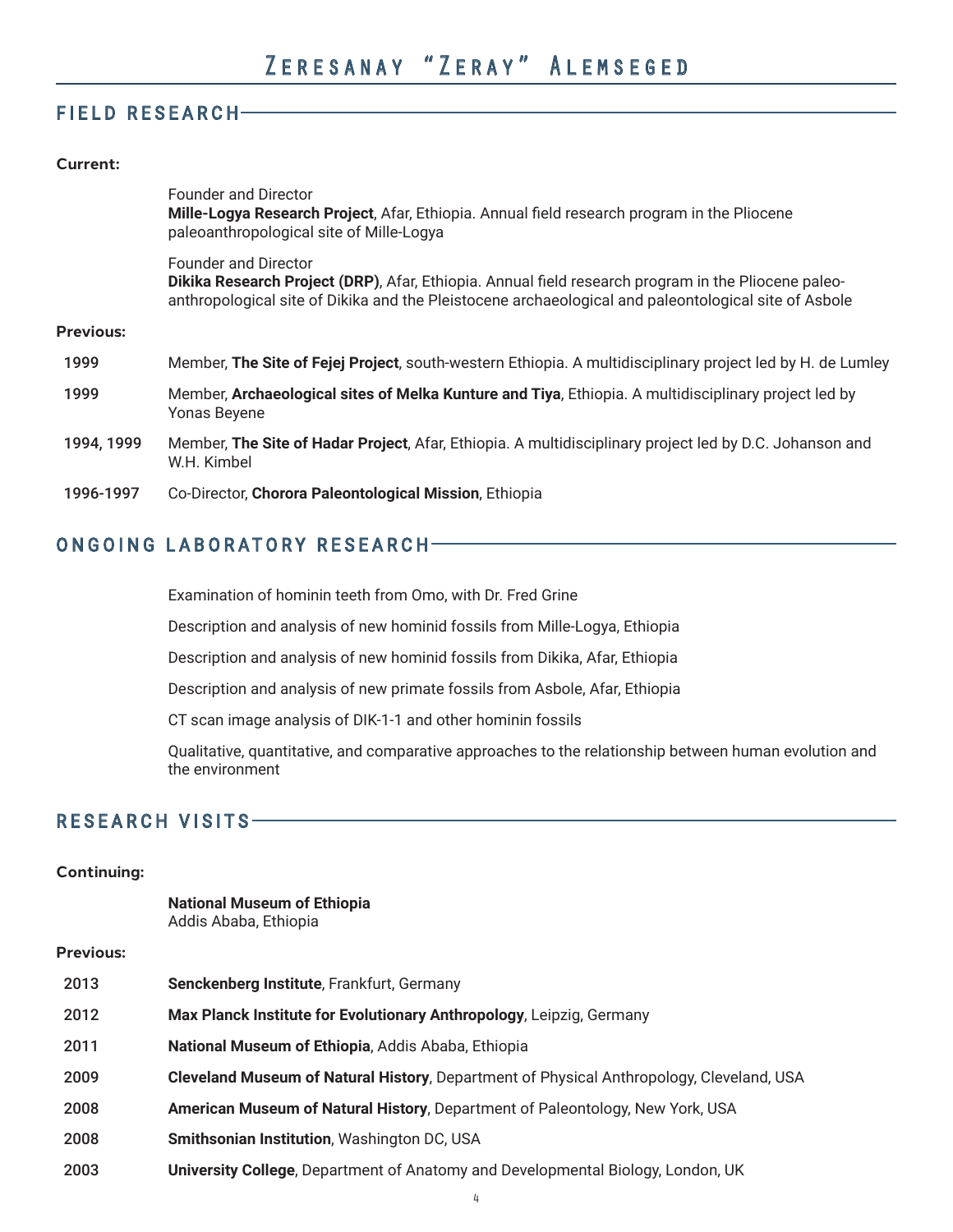# Zeresanay "Zeray" Alemseged

## FIELD RESEARCH

**Current:**

Founder and Director
**Mille-Logya Research Project**, Afar, Ethiopia. Annual field research program in the Pliocene paleoanthropological site of Mille-Logya

Founder and Director
**Dikika Research Project (DRP)**, Afar, Ethiopia. Annual field research program in the Pliocene paleo-anthropological site of Dikika and the Pleistocene archaeological and paleontological site of Asbole

**Previous:**

| | |
|---|---|
| **1999** | Member, **The Site of Fejej Project**, south-western Ethiopia. A multidisciplinary project led by H. de Lumley |
| **1999** | Member, **Archaeological sites of Melka Kunture and Tiya**, Ethiopia. A multidisciplinary project led by Yonas Beyene |
| **1994, 1999** | Member, **The Site of Hadar Project**, Afar, Ethiopia. A multidisciplinary project led by D.C. Johanson and W.H. Kimbel |
| **1996-1997** | Co-Director, **Chorora Paleontological Mission**, Ethiopia |

## ONGOING LABORATORY RESEARCH

Examination of hominin teeth from Omo, with Dr. Fred Grine

Description and analysis of new hominid fossils from Mille-Logya, Ethiopia

Description and analysis of new hominid fossils from Dikika, Afar, Ethiopia

Description and analysis of new primate fossils from Asbole, Afar, Ethiopia

CT scan image analysis of DIK-1-1 and other hominin fossils

Qualitative, quantitative, and comparative approaches to the relationship between human evolution and the environment

## RESEARCH VISITS

**Continuing:**

**National Museum of Ethiopia**
Addis Ababa, Ethiopia

**Previous:**

| | |
|---|---|
| 2013 | **Senckenberg Institute**, Frankfurt, Germany |
| 2012 | **Max Planck Institute for Evolutionary Anthropology**, Leipzig, Germany |
| 2011 | **National Museum of Ethiopia**, Addis Ababa, Ethiopia |
| 2009 | **Cleveland Museum of Natural History**, Department of Physical Anthropology, Cleveland, USA |
| 2008 | **American Museum of Natural History**, Department of Paleontology, New York, USA |
| 2008 | **Smithsonian Institution**, Washington DC, USA |
| 2003 | **University College**, Department of Anatomy and Developmental Biology, London, UK |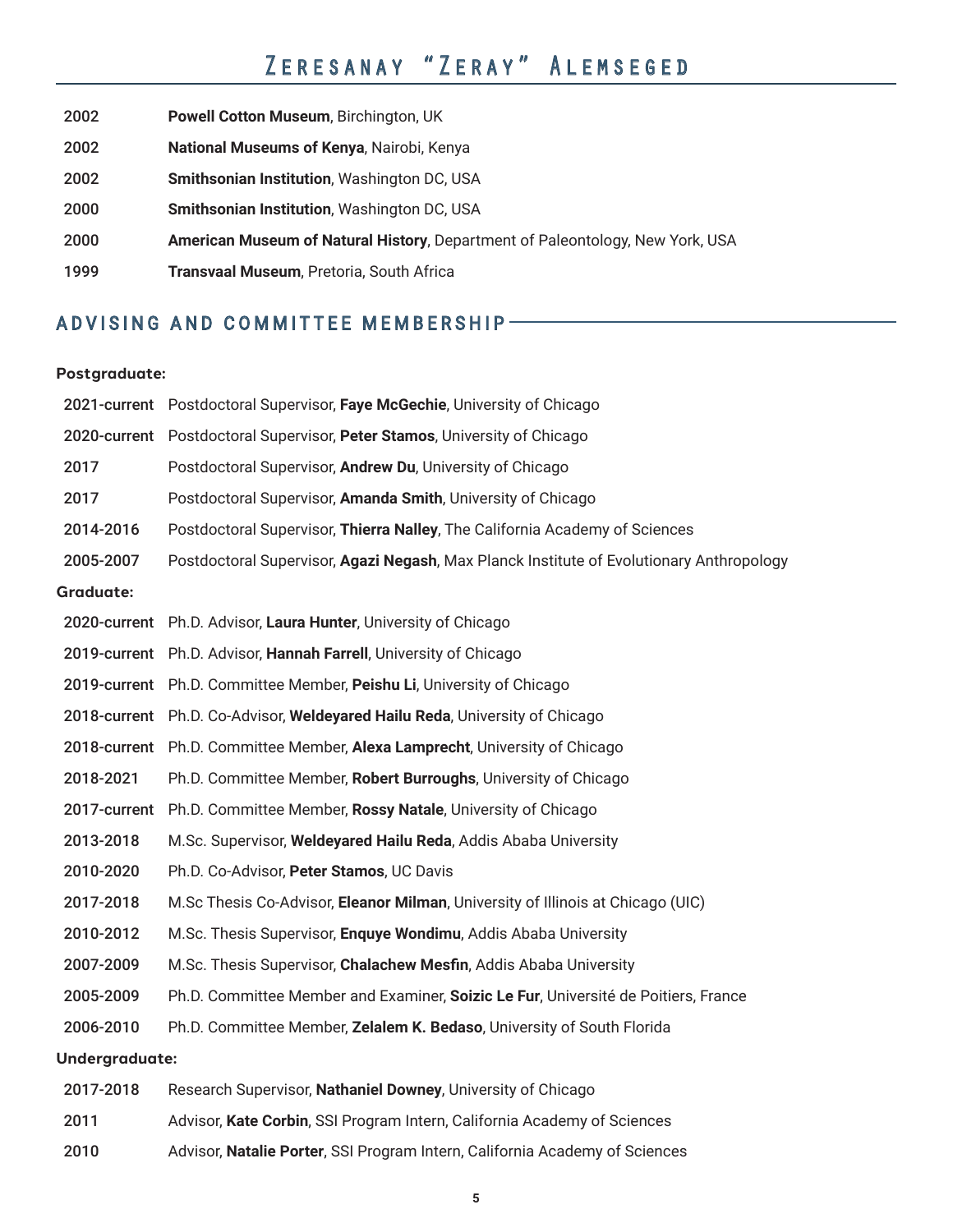| | |
|---|---|
| 2002 | **Powell Cotton Museum**, Birchington, UK |
| 2002 | **National Museums of Kenya**, Nairobi, Kenya |
| 2002 | **Smithsonian Institution**, Washington DC, USA |
| 2000 | **Smithsonian Institution**, Washington DC, USA |
| 2000 | **American Museum of Natural History**, Department of Paleontology, New York, USA |
| 1999 | **Transvaal Museum**, Pretoria, South Africa |

## ADVISING AND COMMITTEE MEMBERSHIP

### Postgraduate:

| | |
|---|---|
| 2021-current | Postdoctoral Supervisor, **Faye McGechie**, University of Chicago |
| 2020-current | Postdoctoral Supervisor, **Peter Stamos**, University of Chicago |
| 2017 | Postdoctoral Supervisor, **Andrew Du**, University of Chicago |
| 2017 | Postdoctoral Supervisor, **Amanda Smith**, University of Chicago |
| 2014-2016 | Postdoctoral Supervisor, **Thierra Nalley**, The California Academy of Sciences |
| 2005-2007 | Postdoctoral Supervisor, **Agazi Negash**, Max Planck Institute of Evolutionary Anthropology |

### Graduate:

| | |
|---|---|
| 2020-current | Ph.D. Advisor, **Laura Hunter**, University of Chicago |
| 2019-current | Ph.D. Advisor, **Hannah Farrell**, University of Chicago |
| 2019-current | Ph.D. Committee Member, **Peishu Li**, University of Chicago |
| 2018-current | Ph.D. Co-Advisor, **Weldeyared Hailu Reda**, University of Chicago |
| 2018-current | Ph.D. Committee Member, **Alexa Lamprecht**, University of Chicago |
| 2018-2021 | Ph.D. Committee Member, **Robert Burroughs**, University of Chicago |
| 2017-current | Ph.D. Committee Member, **Rossy Natale**, University of Chicago |
| 2013-2018 | M.Sc. Supervisor, **Weldeyared Hailu Reda**, Addis Ababa University |
| 2010-2020 | Ph.D. Co-Advisor, **Peter Stamos**, UC Davis |
| 2017-2018 | M.Sc Thesis Co-Advisor, **Eleanor Milman**, University of Illinois at Chicago (UIC) |
| 2010-2012 | M.Sc. Thesis Supervisor, **Enquye Wondimu**, Addis Ababa University |
| 2007-2009 | M.Sc. Thesis Supervisor, **Chalachew Mesfin**, Addis Ababa University |
| 2005-2009 | Ph.D. Committee Member and Examiner, **Soizic Le Fur**, Université de Poitiers, France |
| 2006-2010 | Ph.D. Committee Member, **Zelalem K. Bedaso**, University of South Florida |

### Undergraduate:

| | |
|---|---|
| 2017-2018 | Research Supervisor, **Nathaniel Downey**, University of Chicago |
| 2011 | Advisor, **Kate Corbin**, SSI Program Intern, California Academy of Sciences |
| 2010 | Advisor, **Natalie Porter**, SSI Program Intern, California Academy of Sciences |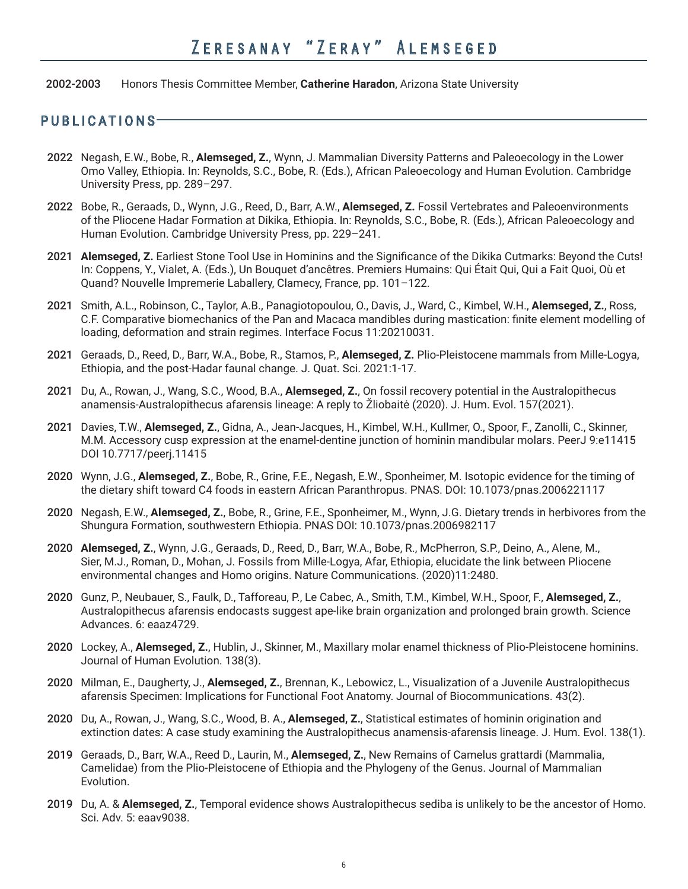**2002-2003** Honors Thesis Committee Member, **Catherine Haradon**, Arizona State University

## PUBLICATIONS

**2022** Negash, E.W., Bobe, R., **Alemseged, Z.**, Wynn, J. Mammalian Diversity Patterns and Paleoecology in the Lower Omo Valley, Ethiopia. In: Reynolds, S.C., Bobe, R. (Eds.), African Paleoecology and Human Evolution. Cambridge University Press, pp. 289–297.

**2022** Bobe, R., Geraads, D., Wynn, J.G., Reed, D., Barr, A.W., **Alemseged, Z.** Fossil Vertebrates and Paleoenvironments of the Pliocene Hadar Formation at Dikika, Ethiopia. In: Reynolds, S.C., Bobe, R. (Eds.), African Paleoecology and Human Evolution. Cambridge University Press, pp. 229–241.

**2021** **Alemseged, Z.** Earliest Stone Tool Use in Hominins and the Significance of the Dikika Cutmarks: Beyond the Cuts! In: Coppens, Y., Vialet, A. (Eds.), Un Bouquet d'ancêtres. Premiers Humains: Qui Était Qui, Qui a Fait Quoi, Où et Quand? Nouvelle Impremerie Laballery, Clamecy, France, pp. 101–122.

**2021** Smith, A.L., Robinson, C., Taylor, A.B., Panagiotopoulou, O., Davis, J., Ward, C., Kimbel, W.H., **Alemseged, Z.**, Ross, C.F. Comparative biomechanics of the Pan and Macaca mandibles during mastication: finite element modelling of loading, deformation and strain regimes. Interface Focus 11:20210031.

**2021** Geraads, D., Reed, D., Barr, W.A., Bobe, R., Stamos, P., **Alemseged, Z.** Plio-Pleistocene mammals from Mille-Logya, Ethiopia, and the post-Hadar faunal change. J. Quat. Sci. 2021:1-17.

**2021** Du, A., Rowan, J., Wang, S.C., Wood, B.A., **Alemseged, Z.**, On fossil recovery potential in the Australopithecus anamensis-Australopithecus afarensis lineage: A reply to Žliobaitė (2020). J. Hum. Evol. 157(2021).

**2021** Davies, T.W., **Alemseged, Z.**, Gidna, A., Jean-Jacques, H., Kimbel, W.H., Kullmer, O., Spoor, F., Zanolli, C., Skinner, M.M. Accessory cusp expression at the enamel-dentine junction of hominin mandibular molars. PeerJ 9:e11415 DOI 10.7717/peerj.11415

**2020** Wynn, J.G., **Alemseged, Z.**, Bobe, R., Grine, F.E., Negash, E.W., Sponheimer, M. Isotopic evidence for the timing of the dietary shift toward C4 foods in eastern African Paranthropus. PNAS. DOI: 10.1073/pnas.2006221117

**2020** Negash, E.W., **Alemseged, Z.**, Bobe, R., Grine, F.E., Sponheimer, M., Wynn, J.G. Dietary trends in herbivores from the Shungura Formation, southwestern Ethiopia. PNAS DOI: 10.1073/pnas.2006982117

**2020** **Alemseged, Z.**, Wynn, J.G., Geraads, D., Reed, D., Barr, W.A., Bobe, R., McPherron, S.P., Deino, A., Alene, M., Sier, M.J., Roman, D., Mohan, J. Fossils from Mille-Logya, Afar, Ethiopia, elucidate the link between Pliocene environmental changes and Homo origins. Nature Communications. (2020)11:2480.

**2020** Gunz, P., Neubauer, S., Faulk, D., Tafforeau, P., Le Cabec, A., Smith, T.M., Kimbel, W.H., Spoor, F., **Alemseged, Z.**, Australopithecus afarensis endocasts suggest ape-like brain organization and prolonged brain growth. Science Advances. 6: eaaz4729.

**2020** Lockey, A., **Alemseged, Z.**, Hublin, J., Skinner, M., Maxillary molar enamel thickness of Plio-Pleistocene hominins. Journal of Human Evolution. 138(3).

**2020** Milman, E., Daugherty, J., **Alemseged, Z.**, Brennan, K., Lebowicz, L., Visualization of a Juvenile Australopithecus afarensis Specimen: Implications for Functional Foot Anatomy. Journal of Biocommunications. 43(2).

**2020** Du, A., Rowan, J., Wang, S.C., Wood, B. A., **Alemseged, Z.**, Statistical estimates of hominin origination and extinction dates: A case study examining the Australopithecus anamensis-afarensis lineage. J. Hum. Evol. 138(1).

**2019** Geraads, D., Barr, W.A., Reed D., Laurin, M., **Alemseged, Z.**, New Remains of Camelus grattardi (Mammalia, Camelidae) from the Plio-Pleistocene of Ethiopia and the Phylogeny of the Genus. Journal of Mammalian Evolution.

**2019** Du, A. & **Alemseged, Z.**, Temporal evidence shows Australopithecus sediba is unlikely to be the ancestor of Homo. Sci. Adv. 5: eaav9038.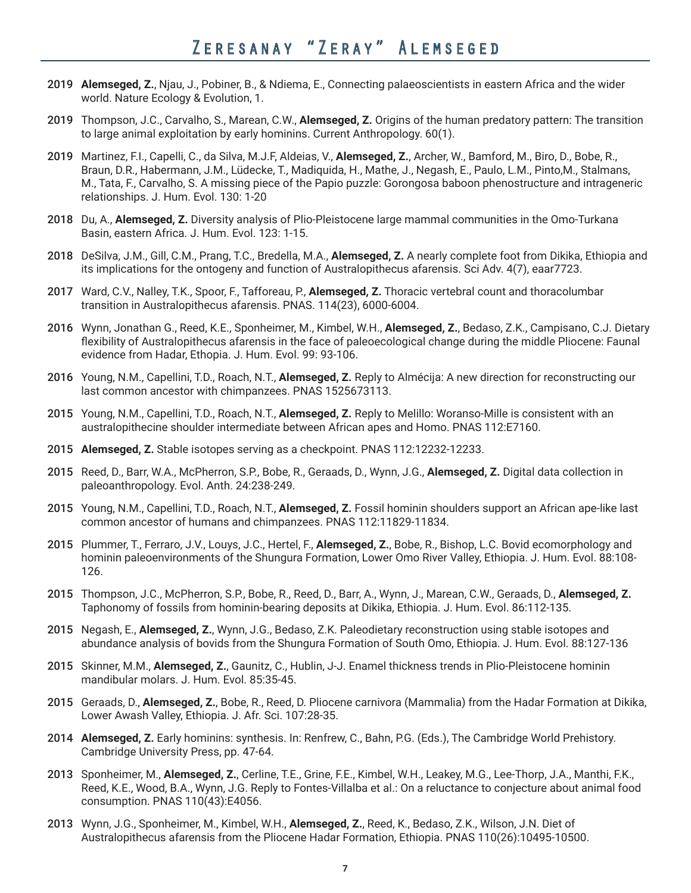**2019** **Alemseged, Z.**, Njau, J., Pobiner, B., & Ndiema, E., Connecting palaeoscientists in eastern Africa and the wider world. Nature Ecology & Evolution, 1.

**2019** Thompson, J.C., Carvalho, S., Marean, C.W., **Alemseged, Z.** Origins of the human predatory pattern: The transition to large animal exploitation by early hominins. Current Anthropology. 60(1).

**2019** Martinez, F.I., Capelli, C., da Silva, M.J.F, Aldeias, V., **Alemseged, Z.**, Archer, W., Bamford, M., Biro, D., Bobe, R., Braun, D.R., Habermann, J.M., Lüdecke, T., Madiquida, H., Mathe, J., Negash, E., Paulo, L.M., Pinto,M., Stalmans, M., Tata, F., Carvalho, S. A missing piece of the Papio puzzle: Gorongosa baboon phenostructure and intrageneric relationships. J. Hum. Evol. 130: 1-20

**2018** Du, A., **Alemseged, Z.** Diversity analysis of Plio-Pleistocene large mammal communities in the Omo-Turkana Basin, eastern Africa. J. Hum. Evol. 123: 1-15.

**2018** DeSilva, J.M., Gill, C.M., Prang, T.C., Bredella, M.A., **Alemseged, Z.** A nearly complete foot from Dikika, Ethiopia and its implications for the ontogeny and function of Australopithecus afarensis. Sci Adv. 4(7), eaar7723.

**2017** Ward, C.V., Nalley, T.K., Spoor, F., Tafforeau, P., **Alemseged, Z.** Thoracic vertebral count and thoracolumbar transition in Australopithecus afarensis. PNAS. 114(23), 6000-6004.

**2016** Wynn, Jonathan G., Reed, K.E., Sponheimer, M., Kimbel, W.H., **Alemseged, Z.**, Bedaso, Z.K., Campisano, C.J. Dietary flexibility of Australopithecus afarensis in the face of paleoecological change during the middle Pliocene: Faunal evidence from Hadar, Ethopia. J. Hum. Evol. 99: 93-106.

**2016** Young, N.M., Capellini, T.D., Roach, N.T., **Alemseged, Z.** Reply to Almécija: A new direction for reconstructing our last common ancestor with chimpanzees. PNAS 1525673113.

**2015** Young, N.M., Capellini, T.D., Roach, N.T., **Alemseged, Z.** Reply to Melillo: Woranso-Mille is consistent with an australopithecine shoulder intermediate between African apes and Homo. PNAS 112:E7160.

**2015** **Alemseged, Z.** Stable isotopes serving as a checkpoint. PNAS 112:12232-12233.

**2015** Reed, D., Barr, W.A., McPherron, S.P., Bobe, R., Geraads, D., Wynn, J.G., **Alemseged, Z.** Digital data collection in paleoanthropology. Evol. Anth. 24:238-249.

**2015** Young, N.M., Capellini, T.D., Roach, N.T., **Alemseged, Z.** Fossil hominin shoulders support an African ape-like last common ancestor of humans and chimpanzees. PNAS 112:11829-11834.

**2015** Plummer, T., Ferraro, J.V., Louys, J.C., Hertel, F., **Alemseged, Z.**, Bobe, R., Bishop, L.C. Bovid ecomorphology and hominin paleoenvironments of the Shungura Formation, Lower Omo River Valley, Ethiopia. J. Hum. Evol. 88:108-126.

**2015** Thompson, J.C., McPherron, S.P., Bobe, R., Reed, D., Barr, A., Wynn, J., Marean, C.W., Geraads, D., **Alemseged, Z.** Taphonomy of fossils from hominin-bearing deposits at Dikika, Ethiopia. J. Hum. Evol. 86:112-135.

**2015** Negash, E., **Alemseged, Z.**, Wynn, J.G., Bedaso, Z.K. Paleodietary reconstruction using stable isotopes and abundance analysis of bovids from the Shungura Formation of South Omo, Ethiopia. J. Hum. Evol. 88:127-136

**2015** Skinner, M.M., **Alemseged, Z.**, Gaunitz, C., Hublin, J-J. Enamel thickness trends in Plio-Pleistocene hominin mandibular molars. J. Hum. Evol. 85:35-45.

**2015** Geraads, D., **Alemseged, Z.**, Bobe, R., Reed, D. Pliocene carnivora (Mammalia) from the Hadar Formation at Dikika, Lower Awash Valley, Ethiopia. J. Afr. Sci. 107:28-35.

**2014** **Alemseged, Z.** Early hominins: synthesis. In: Renfrew, C., Bahn, P.G. (Eds.), The Cambridge World Prehistory. Cambridge University Press, pp. 47-64.

**2013** Sponheimer, M., **Alemseged, Z.**, Cerline, T.E., Grine, F.E., Kimbel, W.H., Leakey, M.G., Lee-Thorp, J.A., Manthi, F.K., Reed, K.E., Wood, B.A., Wynn, J.G. Reply to Fontes-Villalba et al.: On a reluctance to conjecture about animal food consumption. PNAS 110(43):E4056.

**2013** Wynn, J.G., Sponheimer, M., Kimbel, W.H., **Alemseged, Z.**, Reed, K., Bedaso, Z.K., Wilson, J.N. Diet of Australopithecus afarensis from the Pliocene Hadar Formation, Ethiopia. PNAS 110(26):10495-10500.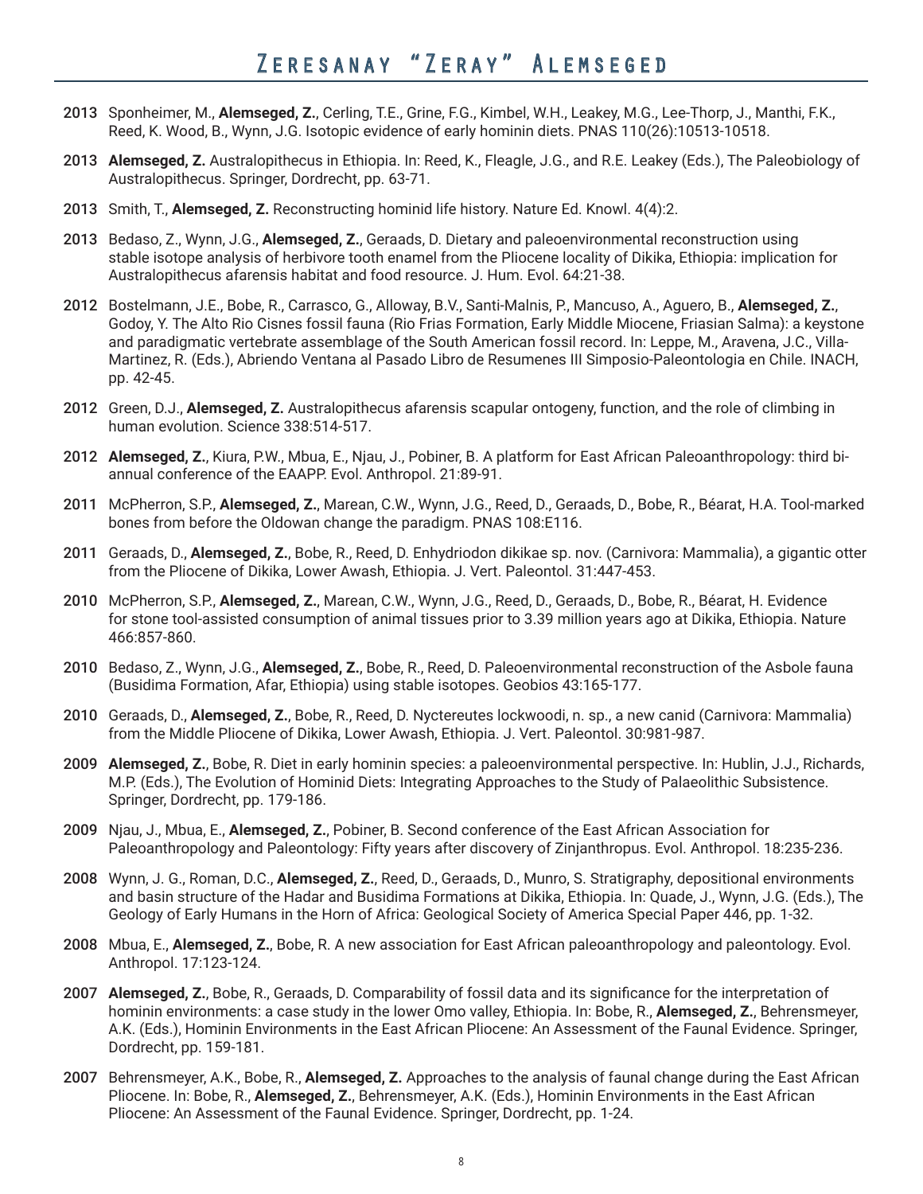**2013** Sponheimer, M., **Alemseged, Z.**, Cerling, T.E., Grine, F.G., Kimbel, W.H., Leakey, M.G., Lee-Thorp, J., Manthi, F.K., Reed, K. Wood, B., Wynn, J.G. Isotopic evidence of early hominin diets. PNAS 110(26):10513-10518.

**2013** **Alemseged, Z.** Australopithecus in Ethiopia. In: Reed, K., Fleagle, J.G., and R.E. Leakey (Eds.), The Paleobiology of Australopithecus. Springer, Dordrecht, pp. 63-71.

**2013** Smith, T., **Alemseged, Z.** Reconstructing hominid life history. Nature Ed. Knowl. 4(4):2.

**2013** Bedaso, Z., Wynn, J.G., **Alemseged, Z.**, Geraads, D. Dietary and paleoenvironmental reconstruction using stable isotope analysis of herbivore tooth enamel from the Pliocene locality of Dikika, Ethiopia: implication for Australopithecus afarensis habitat and food resource. J. Hum. Evol. 64:21-38.

**2012** Bostelmann, J.E., Bobe, R., Carrasco, G., Alloway, B.V., Santi-Malnis, P., Mancuso, A., Aguero, B., **Alemseged, Z.**, Godoy, Y. The Alto Rio Cisnes fossil fauna (Rio Frias Formation, Early Middle Miocene, Friasian Salma): a keystone and paradigmatic vertebrate assemblage of the South American fossil record. In: Leppe, M., Aravena, J.C., Villa-Martinez, R. (Eds.), Abriendo Ventana al Pasado Libro de Resumenes III Simposio-Paleontologia en Chile. INACH, pp. 42-45.

**2012** Green, D.J., **Alemseged, Z.** Australopithecus afarensis scapular ontogeny, function, and the role of climbing in human evolution. Science 338:514-517.

**2012** **Alemseged, Z.**, Kiura, P.W., Mbua, E., Njau, J., Pobiner, B. A platform for East African Paleoanthropology: third bi-annual conference of the EAAPP. Evol. Anthropol. 21:89-91.

**2011** McPherron, S.P., **Alemseged, Z.**, Marean, C.W., Wynn, J.G., Reed, D., Geraads, D., Bobe, R., Béarat, H.A. Tool-marked bones from before the Oldowan change the paradigm. PNAS 108:E116.

**2011** Geraads, D., **Alemseged, Z.**, Bobe, R., Reed, D. Enhydriodon dikikae sp. nov. (Carnivora: Mammalia), a gigantic otter from the Pliocene of Dikika, Lower Awash, Ethiopia. J. Vert. Paleontol. 31:447-453.

**2010** McPherron, S.P., **Alemseged, Z.**, Marean, C.W., Wynn, J.G., Reed, D., Geraads, D., Bobe, R., Béarat, H. Evidence for stone tool-assisted consumption of animal tissues prior to 3.39 million years ago at Dikika, Ethiopia. Nature 466:857-860.

**2010** Bedaso, Z., Wynn, J.G., **Alemseged, Z.**, Bobe, R., Reed, D. Paleoenvironmental reconstruction of the Asbole fauna (Busidima Formation, Afar, Ethiopia) using stable isotopes. Geobios 43:165-177.

**2010** Geraads, D., **Alemseged, Z.**, Bobe, R., Reed, D. Nyctereutes lockwoodi, n. sp., a new canid (Carnivora: Mammalia) from the Middle Pliocene of Dikika, Lower Awash, Ethiopia. J. Vert. Paleontol. 30:981-987.

**2009** **Alemseged, Z.**, Bobe, R. Diet in early hominin species: a paleoenvironmental perspective. In: Hublin, J.J., Richards, M.P. (Eds.), The Evolution of Hominid Diets: Integrating Approaches to the Study of Palaeolithic Subsistence. Springer, Dordrecht, pp. 179-186.

**2009** Njau, J., Mbua, E., **Alemseged, Z.**, Pobiner, B. Second conference of the East African Association for Paleoanthropology and Paleontology: Fifty years after discovery of Zinjanthropus. Evol. Anthropol. 18:235-236.

**2008** Wynn, J. G., Roman, D.C., **Alemseged, Z.**, Reed, D., Geraads, D., Munro, S. Stratigraphy, depositional environments and basin structure of the Hadar and Busidima Formations at Dikika, Ethiopia. In: Quade, J., Wynn, J.G. (Eds.), The Geology of Early Humans in the Horn of Africa: Geological Society of America Special Paper 446, pp. 1-32.

**2008** Mbua, E., **Alemseged, Z.**, Bobe, R. A new association for East African paleoanthropology and paleontology. Evol. Anthropol. 17:123-124.

**2007** **Alemseged, Z.**, Bobe, R., Geraads, D. Comparability of fossil data and its significance for the interpretation of hominin environments: a case study in the lower Omo valley, Ethiopia. In: Bobe, R., **Alemseged, Z.**, Behrensmeyer, A.K. (Eds.), Hominin Environments in the East African Pliocene: An Assessment of the Faunal Evidence. Springer, Dordrecht, pp. 159-181.

**2007** Behrensmeyer, A.K., Bobe, R., **Alemseged, Z.** Approaches to the analysis of faunal change during the East African Pliocene. In: Bobe, R., **Alemseged, Z.**, Behrensmeyer, A.K. (Eds.), Hominin Environments in the East African Pliocene: An Assessment of the Faunal Evidence. Springer, Dordrecht, pp. 1-24.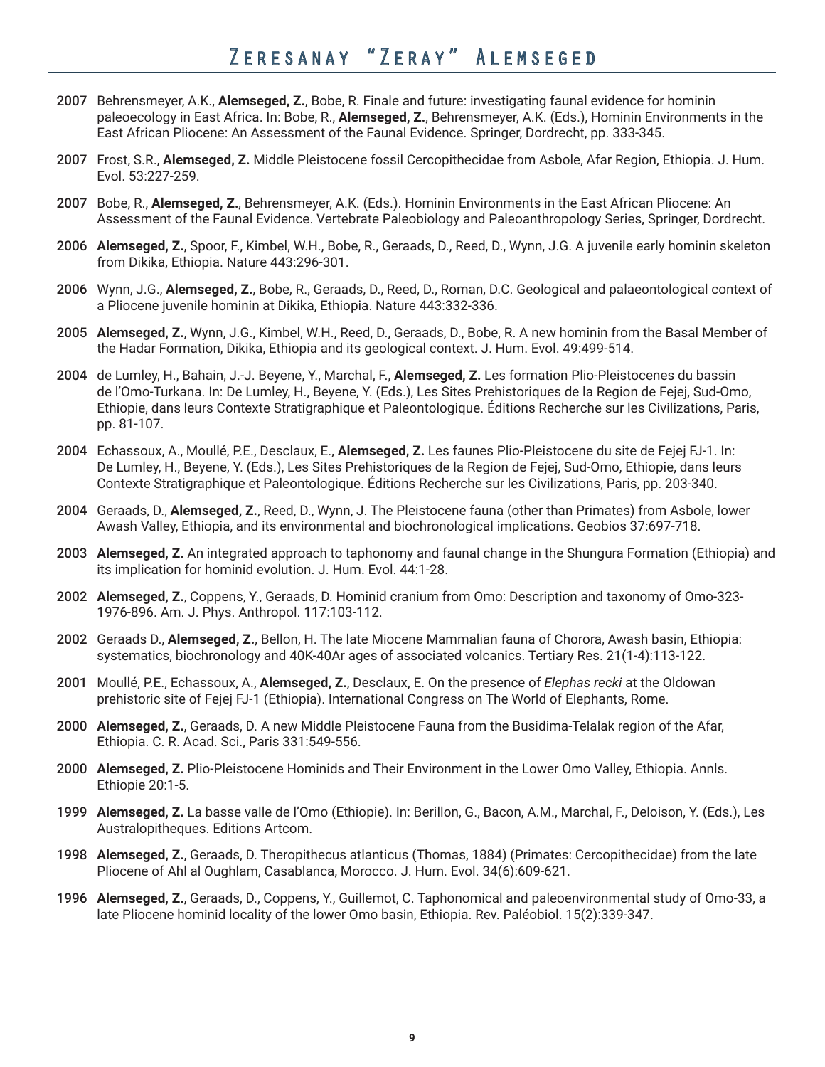**2007** Behrensmeyer, A.K., **Alemseged, Z.**, Bobe, R. Finale and future: investigating faunal evidence for hominin paleoecology in East Africa. In: Bobe, R., **Alemseged, Z.**, Behrensmeyer, A.K. (Eds.), Hominin Environments in the East African Pliocene: An Assessment of the Faunal Evidence. Springer, Dordrecht, pp. 333-345.

**2007** Frost, S.R., **Alemseged, Z.** Middle Pleistocene fossil Cercopithecidae from Asbole, Afar Region, Ethiopia. J. Hum. Evol. 53:227-259.

**2007** Bobe, R., **Alemseged, Z.**, Behrensmeyer, A.K. (Eds.). Hominin Environments in the East African Pliocene: An Assessment of the Faunal Evidence. Vertebrate Paleobiology and Paleoanthropology Series, Springer, Dordrecht.

**2006** **Alemseged, Z.**, Spoor, F., Kimbel, W.H., Bobe, R., Geraads, D., Reed, D., Wynn, J.G. A juvenile early hominin skeleton from Dikika, Ethiopia. Nature 443:296-301.

**2006** Wynn, J.G., **Alemseged, Z.**, Bobe, R., Geraads, D., Reed, D., Roman, D.C. Geological and palaeontological context of a Pliocene juvenile hominin at Dikika, Ethiopia. Nature 443:332-336.

**2005** **Alemseged, Z.**, Wynn, J.G., Kimbel, W.H., Reed, D., Geraads, D., Bobe, R. A new hominin from the Basal Member of the Hadar Formation, Dikika, Ethiopia and its geological context. J. Hum. Evol. 49:499-514.

**2004** de Lumley, H., Bahain, J.-J. Beyene, Y., Marchal, F., **Alemseged, Z.** Les formation Plio-Pleistocenes du bassin de l'Omo-Turkana. In: De Lumley, H., Beyene, Y. (Eds.), Les Sites Prehistoriques de la Region de Fejej, Sud-Omo, Ethiopie, dans leurs Contexte Stratigraphique et Paleontologique. Éditions Recherche sur les Civilizations, Paris, pp. 81-107.

**2004** Echassoux, A., Moullé, P.E., Desclaux, E., **Alemseged, Z.** Les faunes Plio-Pleistocene du site de Fejej FJ-1. In: De Lumley, H., Beyene, Y. (Eds.), Les Sites Prehistoriques de la Region de Fejej, Sud-Omo, Ethiopie, dans leurs Contexte Stratigraphique et Paleontologique. Éditions Recherche sur les Civilizations, Paris, pp. 203-340.

**2004** Geraads, D., **Alemseged, Z.**, Reed, D., Wynn, J. The Pleistocene fauna (other than Primates) from Asbole, lower Awash Valley, Ethiopia, and its environmental and biochronological implications. Geobios 37:697-718.

**2003** **Alemseged, Z.** An integrated approach to taphonomy and faunal change in the Shungura Formation (Ethiopia) and its implication for hominid evolution. J. Hum. Evol. 44:1-28.

**2002** **Alemseged, Z.**, Coppens, Y., Geraads, D. Hominid cranium from Omo: Description and taxonomy of Omo-323-1976-896. Am. J. Phys. Anthropol. 117:103-112.

**2002** Geraads D., **Alemseged, Z.**, Bellon, H. The late Miocene Mammalian fauna of Chorora, Awash basin, Ethiopia: systematics, biochronology and 40K-40Ar ages of associated volcanics. Tertiary Res. 21(1-4):113-122.

**2001** Moullé, P.E., Echassoux, A., **Alemseged, Z.**, Desclaux, E. On the presence of *Elephas recki* at the Oldowan prehistoric site of Fejej FJ-1 (Ethiopia). International Congress on The World of Elephants, Rome.

**2000** **Alemseged, Z.**, Geraads, D. A new Middle Pleistocene Fauna from the Busidima-Telalak region of the Afar, Ethiopia. C. R. Acad. Sci., Paris 331:549-556.

**2000** **Alemseged, Z.** Plio-Pleistocene Hominids and Their Environment in the Lower Omo Valley, Ethiopia. Annls. Ethiopie 20:1-5.

**1999** **Alemseged, Z.** La basse valle de l'Omo (Ethiopie). In: Berillon, G., Bacon, A.M., Marchal, F., Deloison, Y. (Eds.), Les Australopitheques. Editions Artcom.

**1998** **Alemseged, Z.**, Geraads, D. Theropithecus atlanticus (Thomas, 1884) (Primates: Cercopithecidae) from the late Pliocene of Ahl al Oughlam, Casablanca, Morocco. J. Hum. Evol. 34(6):609-621.

**1996** **Alemseged, Z.**, Geraads, D., Coppens, Y., Guillemot, C. Taphonomical and paleoenvironmental study of Omo-33, a late Pliocene hominid locality of the lower Omo basin, Ethiopia. Rev. Paléobiol. 15(2):339-347.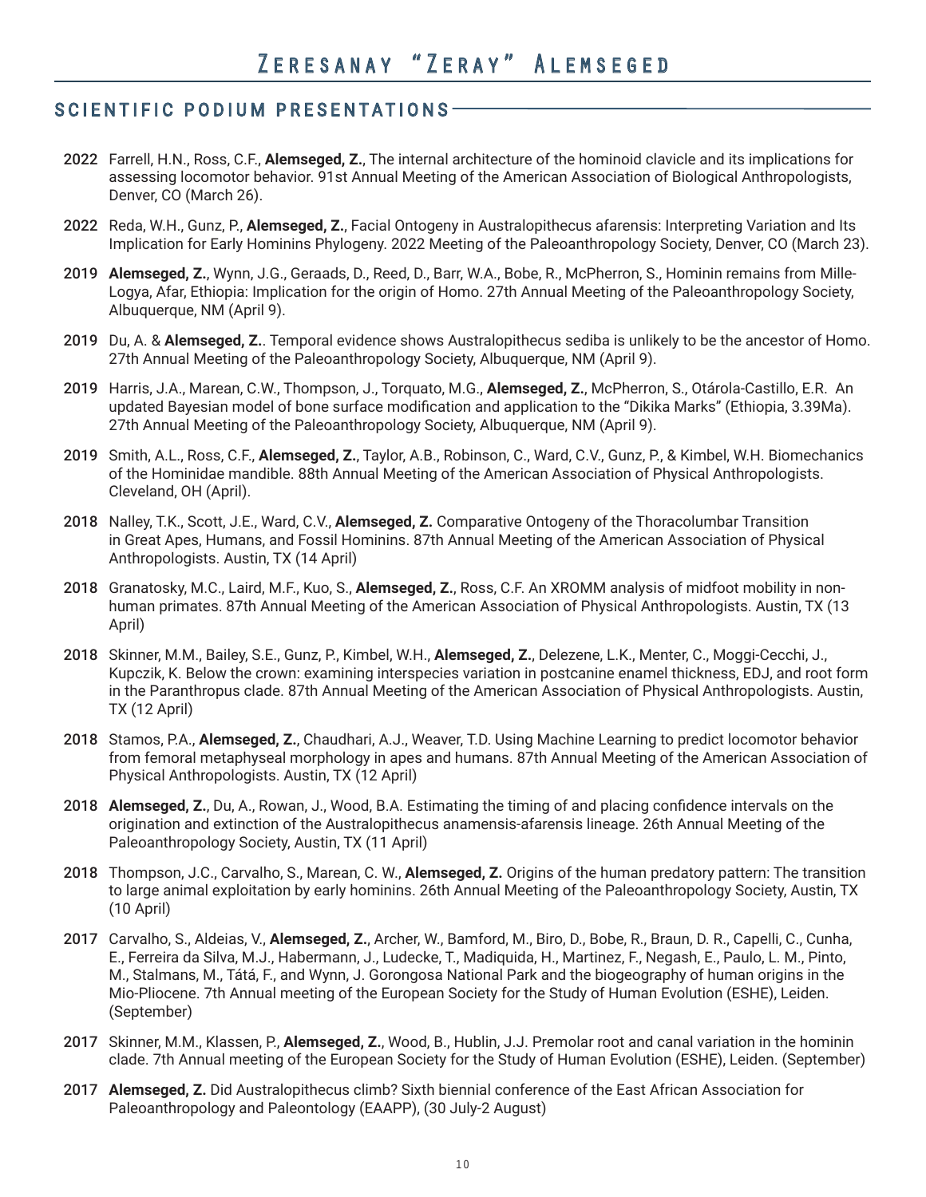## SCIENTIFIC PODIUM PRESENTATIONS

**2022** Farrell, H.N., Ross, C.F., **Alemseged, Z.**, The internal architecture of the hominoid clavicle and its implications for assessing locomotor behavior. 91st Annual Meeting of the American Association of Biological Anthropologists, Denver, CO (March 26).

**2022** Reda, W.H., Gunz, P., **Alemseged, Z.**, Facial Ontogeny in Australopithecus afarensis: Interpreting Variation and Its Implication for Early Hominins Phylogeny. 2022 Meeting of the Paleoanthropology Society, Denver, CO (March 23).

**2019** **Alemseged, Z.**, Wynn, J.G., Geraads, D., Reed, D., Barr, W.A., Bobe, R., McPherron, S., Hominin remains from Mille-Logya, Afar, Ethiopia: Implication for the origin of Homo. 27th Annual Meeting of the Paleoanthropology Society, Albuquerque, NM (April 9).

**2019** Du, A. & **Alemseged, Z.**. Temporal evidence shows Australopithecus sediba is unlikely to be the ancestor of Homo. 27th Annual Meeting of the Paleoanthropology Society, Albuquerque, NM (April 9).

**2019** Harris, J.A., Marean, C.W., Thompson, J., Torquato, M.G., **Alemseged, Z.**, McPherron, S., Otárola-Castillo, E.R. An updated Bayesian model of bone surface modification and application to the "Dikika Marks" (Ethiopia, 3.39Ma). 27th Annual Meeting of the Paleoanthropology Society, Albuquerque, NM (April 9).

**2019** Smith, A.L., Ross, C.F., **Alemseged, Z.**, Taylor, A.B., Robinson, C., Ward, C.V., Gunz, P., & Kimbel, W.H. Biomechanics of the Hominidae mandible. 88th Annual Meeting of the American Association of Physical Anthropologists. Cleveland, OH (April).

**2018** Nalley, T.K., Scott, J.E., Ward, C.V., **Alemseged, Z.** Comparative Ontogeny of the Thoracolumbar Transition in Great Apes, Humans, and Fossil Hominins. 87th Annual Meeting of the American Association of Physical Anthropologists. Austin, TX (14 April)

**2018** Granatosky, M.C., Laird, M.F., Kuo, S., **Alemseged, Z.**, Ross, C.F. An XROMM analysis of midfoot mobility in non-human primates. 87th Annual Meeting of the American Association of Physical Anthropologists. Austin, TX (13 April)

**2018** Skinner, M.M., Bailey, S.E., Gunz, P., Kimbel, W.H., **Alemseged, Z.**, Delezene, L.K., Menter, C., Moggi-Cecchi, J., Kupczik, K. Below the crown: examining interspecies variation in postcanine enamel thickness, EDJ, and root form in the Paranthropus clade. 87th Annual Meeting of the American Association of Physical Anthropologists. Austin, TX (12 April)

**2018** Stamos, P.A., **Alemseged, Z.**, Chaudhari, A.J., Weaver, T.D. Using Machine Learning to predict locomotor behavior from femoral metaphyseal morphology in apes and humans. 87th Annual Meeting of the American Association of Physical Anthropologists. Austin, TX (12 April)

**2018** **Alemseged, Z.**, Du, A., Rowan, J., Wood, B.A. Estimating the timing of and placing confidence intervals on the origination and extinction of the Australopithecus anamensis-afarensis lineage. 26th Annual Meeting of the Paleoanthropology Society, Austin, TX (11 April)

**2018** Thompson, J.C., Carvalho, S., Marean, C. W., **Alemseged, Z.** Origins of the human predatory pattern: The transition to large animal exploitation by early hominins. 26th Annual Meeting of the Paleoanthropology Society, Austin, TX (10 April)

**2017** Carvalho, S., Aldeias, V., **Alemseged, Z.**, Archer, W., Bamford, M., Biro, D., Bobe, R., Braun, D. R., Capelli, C., Cunha, E., Ferreira da Silva, M.J., Habermann, J., Ludecke, T., Madiquida, H., Martinez, F., Negash, E., Paulo, L. M., Pinto, M., Stalmans, M., Tátá, F., and Wynn, J. Gorongosa National Park and the biogeography of human origins in the Mio-Pliocene. 7th Annual meeting of the European Society for the Study of Human Evolution (ESHE), Leiden. (September)

**2017** Skinner, M.M., Klassen, P., **Alemseged, Z.**, Wood, B., Hublin, J.J. Premolar root and canal variation in the hominin clade. 7th Annual meeting of the European Society for the Study of Human Evolution (ESHE), Leiden. (September)

**2017** **Alemseged, Z.** Did Australopithecus climb? Sixth biennial conference of the East African Association for Paleoanthropology and Paleontology (EAAPP), (30 July-2 August)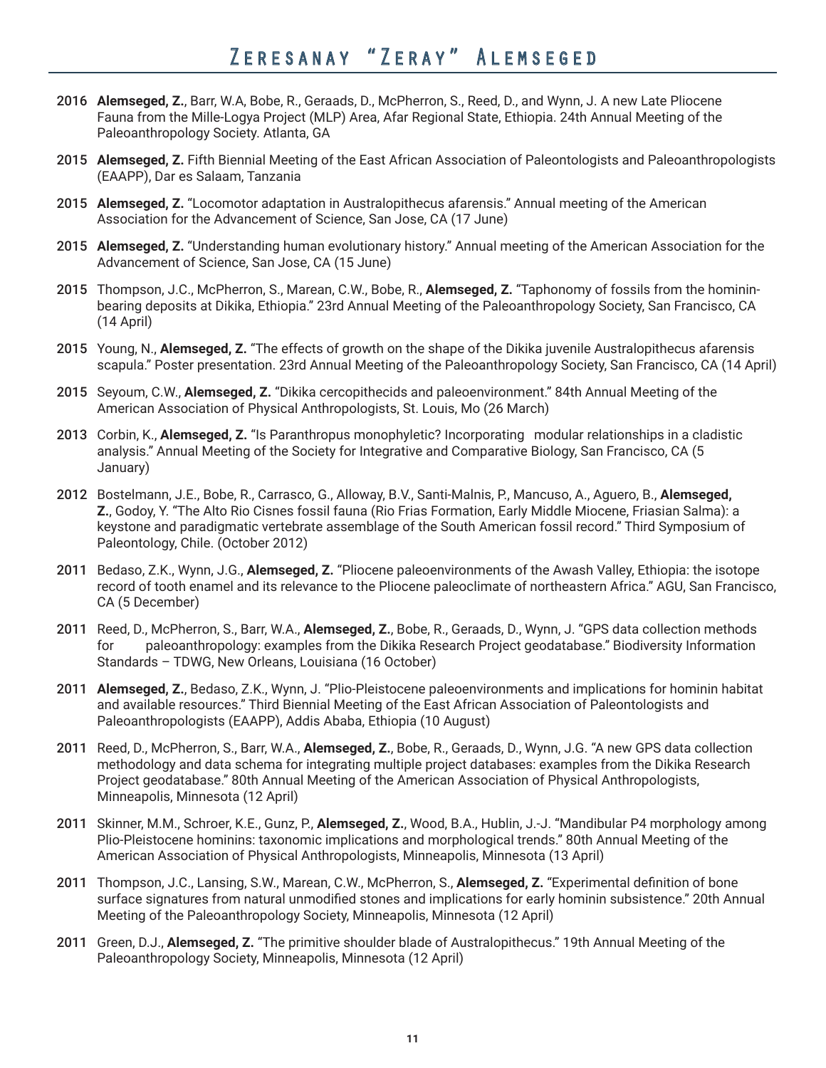**2016** **Alemseged, Z.**, Barr, W.A, Bobe, R., Geraads, D., McPherron, S., Reed, D., and Wynn, J. A new Late Pliocene Fauna from the Mille-Logya Project (MLP) Area, Afar Regional State, Ethiopia. 24th Annual Meeting of the Paleoanthropology Society. Atlanta, GA

**2015** **Alemseged, Z.** Fifth Biennial Meeting of the East African Association of Paleontologists and Paleoanthropologists (EAAPP), Dar es Salaam, Tanzania

**2015** **Alemseged, Z.** "Locomotor adaptation in Australopithecus afarensis." Annual meeting of the American Association for the Advancement of Science, San Jose, CA (17 June)

**2015** **Alemseged, Z.** "Understanding human evolutionary history." Annual meeting of the American Association for the Advancement of Science, San Jose, CA (15 June)

**2015** Thompson, J.C., McPherron, S., Marean, C.W., Bobe, R., **Alemseged, Z.** "Taphonomy of fossils from the hominin-bearing deposits at Dikika, Ethiopia." 23rd Annual Meeting of the Paleoanthropology Society, San Francisco, CA (14 April)

**2015** Young, N., **Alemseged, Z.** "The effects of growth on the shape of the Dikika juvenile Australopithecus afarensis scapula." Poster presentation. 23rd Annual Meeting of the Paleoanthropology Society, San Francisco, CA (14 April)

**2015** Seyoum, C.W., **Alemseged, Z.** "Dikika cercopithecids and paleoenvironment." 84th Annual Meeting of the American Association of Physical Anthropologists, St. Louis, Mo (26 March)

**2013** Corbin, K., **Alemseged, Z.** "Is Paranthropus monophyletic? Incorporating modular relationships in a cladistic analysis." Annual Meeting of the Society for Integrative and Comparative Biology, San Francisco, CA (5 January)

**2012** Bostelmann, J.E., Bobe, R., Carrasco, G., Alloway, B.V., Santi-Malnis, P., Mancuso, A., Aguero, B., **Alemseged, Z.**, Godoy, Y. "The Alto Rio Cisnes fossil fauna (Rio Frias Formation, Early Middle Miocene, Friasian Salma): a keystone and paradigmatic vertebrate assemblage of the South American fossil record." Third Symposium of Paleontology, Chile. (October 2012)

**2011** Bedaso, Z.K., Wynn, J.G., **Alemseged, Z.** "Pliocene paleoenvironments of the Awash Valley, Ethiopia: the isotope record of tooth enamel and its relevance to the Pliocene paleoclimate of northeastern Africa." AGU, San Francisco, CA (5 December)

**2011** Reed, D., McPherron, S., Barr, W.A., **Alemseged, Z.**, Bobe, R., Geraads, D., Wynn, J. "GPS data collection methods for paleoanthropology: examples from the Dikika Research Project geodatabase." Biodiversity Information Standards – TDWG, New Orleans, Louisiana (16 October)

**2011** **Alemseged, Z.**, Bedaso, Z.K., Wynn, J. "Plio-Pleistocene paleoenvironments and implications for hominin habitat and available resources." Third Biennial Meeting of the East African Association of Paleontologists and Paleoanthropologists (EAAPP), Addis Ababa, Ethiopia (10 August)

**2011** Reed, D., McPherron, S., Barr, W.A., **Alemseged, Z.**, Bobe, R., Geraads, D., Wynn, J.G. "A new GPS data collection methodology and data schema for integrating multiple project databases: examples from the Dikika Research Project geodatabase." 80th Annual Meeting of the American Association of Physical Anthropologists, Minneapolis, Minnesota (12 April)

**2011** Skinner, M.M., Schroer, K.E., Gunz, P., **Alemseged, Z.**, Wood, B.A., Hublin, J.-J. "Mandibular P4 morphology among Plio-Pleistocene hominins: taxonomic implications and morphological trends." 80th Annual Meeting of the American Association of Physical Anthropologists, Minneapolis, Minnesota (13 April)

**2011** Thompson, J.C., Lansing, S.W., Marean, C.W., McPherron, S., **Alemseged, Z.** "Experimental definition of bone surface signatures from natural unmodified stones and implications for early hominin subsistence." 20th Annual Meeting of the Paleoanthropology Society, Minneapolis, Minnesota (12 April)

**2011** Green, D.J., **Alemseged, Z.** "The primitive shoulder blade of Australopithecus." 19th Annual Meeting of the Paleoanthropology Society, Minneapolis, Minnesota (12 April)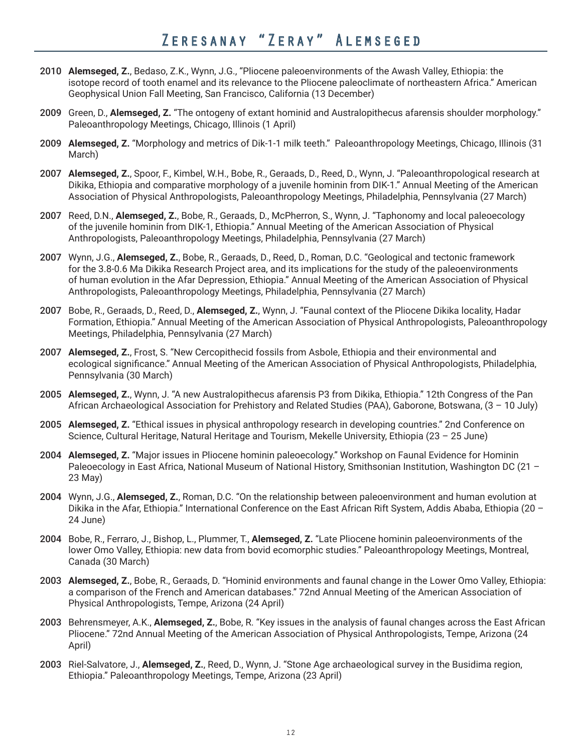**2010** **Alemseged, Z.**, Bedaso, Z.K., Wynn, J.G., "Pliocene paleoenvironments of the Awash Valley, Ethiopia: the isotope record of tooth enamel and its relevance to the Pliocene paleoclimate of northeastern Africa." American Geophysical Union Fall Meeting, San Francisco, California (13 December)

**2009** Green, D., **Alemseged, Z.** "The ontogeny of extant hominid and Australopithecus afarensis shoulder morphology." Paleoanthropology Meetings, Chicago, Illinois (1 April)

**2009** **Alemseged, Z.** "Morphology and metrics of Dik-1-1 milk teeth." Paleoanthropology Meetings, Chicago, Illinois (31 March)

**2007** **Alemseged, Z.**, Spoor, F., Kimbel, W.H., Bobe, R., Geraads, D., Reed, D., Wynn, J. "Paleoanthropological research at Dikika, Ethiopia and comparative morphology of a juvenile hominin from DIK-1." Annual Meeting of the American Association of Physical Anthropologists, Paleoanthropology Meetings, Philadelphia, Pennsylvania (27 March)

**2007** Reed, D.N., **Alemseged, Z.**, Bobe, R., Geraads, D., McPherron, S., Wynn, J. "Taphonomy and local paleoecology of the juvenile hominin from DIK-1, Ethiopia." Annual Meeting of the American Association of Physical Anthropologists, Paleoanthropology Meetings, Philadelphia, Pennsylvania (27 March)

**2007** Wynn, J.G., **Alemseged, Z.**, Bobe, R., Geraads, D., Reed, D., Roman, D.C. "Geological and tectonic framework for the 3.8-0.6 Ma Dikika Research Project area, and its implications for the study of the paleoenvironments of human evolution in the Afar Depression, Ethiopia." Annual Meeting of the American Association of Physical Anthropologists, Paleoanthropology Meetings, Philadelphia, Pennsylvania (27 March)

**2007** Bobe, R., Geraads, D., Reed, D., **Alemseged, Z.**, Wynn, J. "Faunal context of the Pliocene Dikika locality, Hadar Formation, Ethiopia." Annual Meeting of the American Association of Physical Anthropologists, Paleoanthropology Meetings, Philadelphia, Pennsylvania (27 March)

**2007** **Alemseged, Z.**, Frost, S. "New Cercopithecid fossils from Asbole, Ethiopia and their environmental and ecological significance." Annual Meeting of the American Association of Physical Anthropologists, Philadelphia, Pennsylvania (30 March)

**2005** **Alemseged, Z.**, Wynn, J. "A new Australopithecus afarensis P3 from Dikika, Ethiopia." 12th Congress of the Pan African Archaeological Association for Prehistory and Related Studies (PAA), Gaborone, Botswana, (3 – 10 July)

**2005** **Alemseged, Z.** "Ethical issues in physical anthropology research in developing countries." 2nd Conference on Science, Cultural Heritage, Natural Heritage and Tourism, Mekelle University, Ethiopia (23 – 25 June)

**2004** **Alemseged, Z.** "Major issues in Pliocene hominin paleoecology." Workshop on Faunal Evidence for Hominin Paleoecology in East Africa, National Museum of National History, Smithsonian Institution, Washington DC (21 – 23 May)

**2004** Wynn, J.G., **Alemseged, Z.**, Roman, D.C. "On the relationship between paleoenvironment and human evolution at Dikika in the Afar, Ethiopia." International Conference on the East African Rift System, Addis Ababa, Ethiopia (20 – 24 June)

**2004** Bobe, R., Ferraro, J., Bishop, L., Plummer, T., **Alemseged, Z.** "Late Pliocene hominin paleoenvironments of the lower Omo Valley, Ethiopia: new data from bovid ecomorphic studies." Paleoanthropology Meetings, Montreal, Canada (30 March)

**2003** **Alemseged, Z.**, Bobe, R., Geraads, D. "Hominid environments and faunal change in the Lower Omo Valley, Ethiopia: a comparison of the French and American databases." 72nd Annual Meeting of the American Association of Physical Anthropologists, Tempe, Arizona (24 April)

**2003** Behrensmeyer, A.K., **Alemseged, Z.**, Bobe, R. "Key issues in the analysis of faunal changes across the East African Pliocene." 72nd Annual Meeting of the American Association of Physical Anthropologists, Tempe, Arizona (24 April)

**2003** Riel-Salvatore, J., **Alemseged, Z.**, Reed, D., Wynn, J. "Stone Age archaeological survey in the Busidima region, Ethiopia." Paleoanthropology Meetings, Tempe, Arizona (23 April)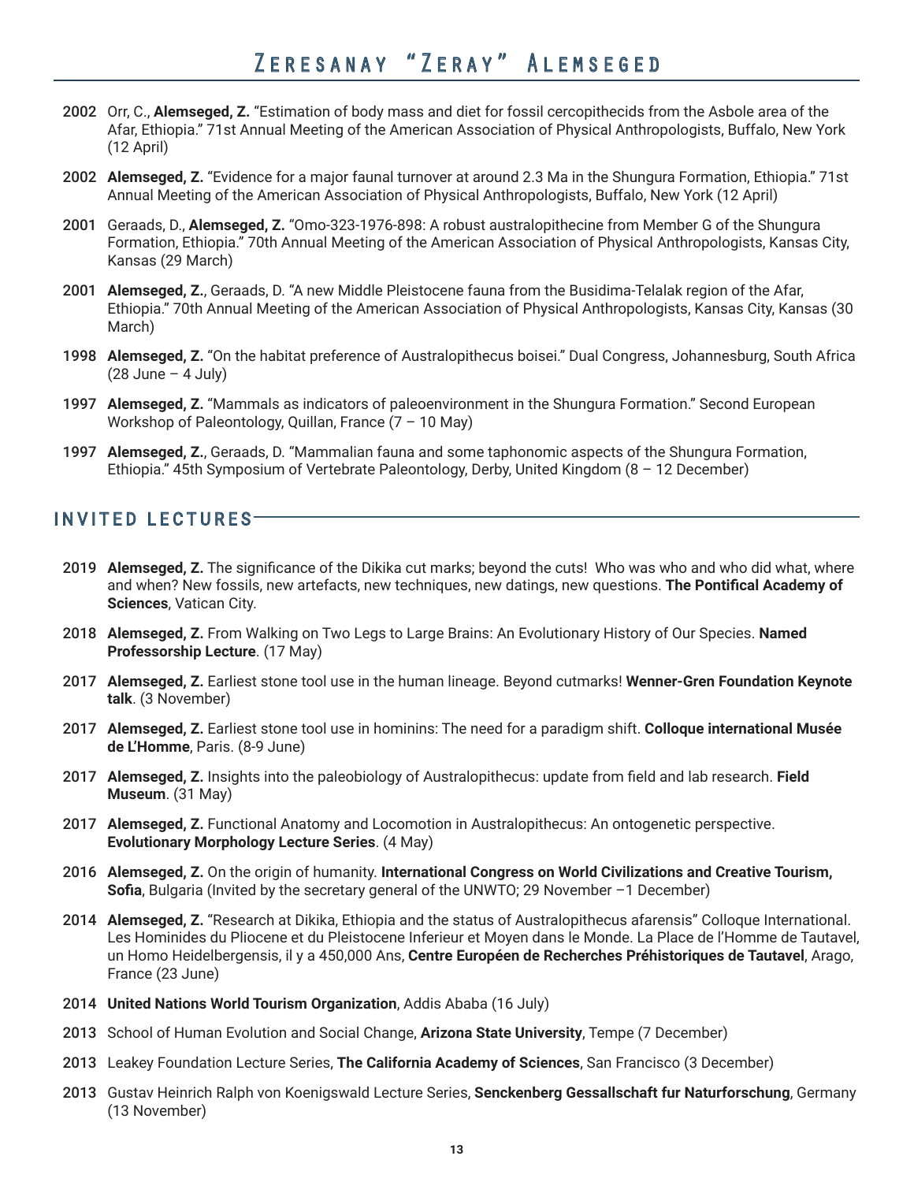**2002** Orr, C., **Alemseged, Z.** "Estimation of body mass and diet for fossil cercopithecids from the Asbole area of the Afar, Ethiopia." 71st Annual Meeting of the American Association of Physical Anthropologists, Buffalo, New York (12 April)

**2002** **Alemseged, Z.** "Evidence for a major faunal turnover at around 2.3 Ma in the Shungura Formation, Ethiopia." 71st Annual Meeting of the American Association of Physical Anthropologists, Buffalo, New York (12 April)

**2001** Geraads, D., **Alemseged, Z.** "Omo-323-1976-898: A robust australopithecine from Member G of the Shungura Formation, Ethiopia." 70th Annual Meeting of the American Association of Physical Anthropologists, Kansas City, Kansas (29 March)

**2001** **Alemseged, Z.**, Geraads, D. "A new Middle Pleistocene fauna from the Busidima-Telalak region of the Afar, Ethiopia." 70th Annual Meeting of the American Association of Physical Anthropologists, Kansas City, Kansas (30 March)

**1998** **Alemseged, Z.** "On the habitat preference of Australopithecus boisei." Dual Congress, Johannesburg, South Africa (28 June – 4 July)

**1997** **Alemseged, Z.** "Mammals as indicators of paleoenvironment in the Shungura Formation." Second European Workshop of Paleontology, Quillan, France (7 – 10 May)

**1997** **Alemseged, Z.**, Geraads, D. "Mammalian fauna and some taphonomic aspects of the Shungura Formation, Ethiopia." 45th Symposium of Vertebrate Paleontology, Derby, United Kingdom (8 – 12 December)

## INVITED LECTURES

**2019** **Alemseged, Z.** The significance of the Dikika cut marks; beyond the cuts! Who was who and who did what, where and when? New fossils, new artefacts, new techniques, new datings, new questions. **The Pontifical Academy of Sciences**, Vatican City.

**2018** **Alemseged, Z.** From Walking on Two Legs to Large Brains: An Evolutionary History of Our Species. **Named Professorship Lecture**. (17 May)

**2017** **Alemseged, Z.** Earliest stone tool use in the human lineage. Beyond cutmarks! **Wenner-Gren Foundation Keynote talk**. (3 November)

**2017** **Alemseged, Z.** Earliest stone tool use in hominins: The need for a paradigm shift. **Colloque international Musée de L'Homme**, Paris. (8-9 June)

**2017** **Alemseged, Z.** Insights into the paleobiology of Australopithecus: update from field and lab research. **Field Museum**. (31 May)

**2017** **Alemseged, Z.** Functional Anatomy and Locomotion in Australopithecus: An ontogenetic perspective. **Evolutionary Morphology Lecture Series**. (4 May)

**2016** **Alemseged, Z.** On the origin of humanity. **International Congress on World Civilizations and Creative Tourism, Sofia**, Bulgaria (Invited by the secretary general of the UNWTO; 29 November –1 December)

**2014** **Alemseged, Z.** "Research at Dikika, Ethiopia and the status of Australopithecus afarensis" Colloque International. Les Hominides du Pliocene et du Pleistocene Inferieur et Moyen dans le Monde. La Place de l'Homme de Tautavel, un Homo Heidelbergensis, il y a 450,000 Ans, **Centre Européen de Recherches Préhistoriques de Tautavel**, Arago, France (23 June)

**2014** **United Nations World Tourism Organization**, Addis Ababa (16 July)

**2013** School of Human Evolution and Social Change, **Arizona State University**, Tempe (7 December)

**2013** Leakey Foundation Lecture Series, **The California Academy of Sciences**, San Francisco (3 December)

**2013** Gustav Heinrich Ralph von Koenigswald Lecture Series, **Senckenberg Gessallschaft fur Naturforschung**, Germany (13 November)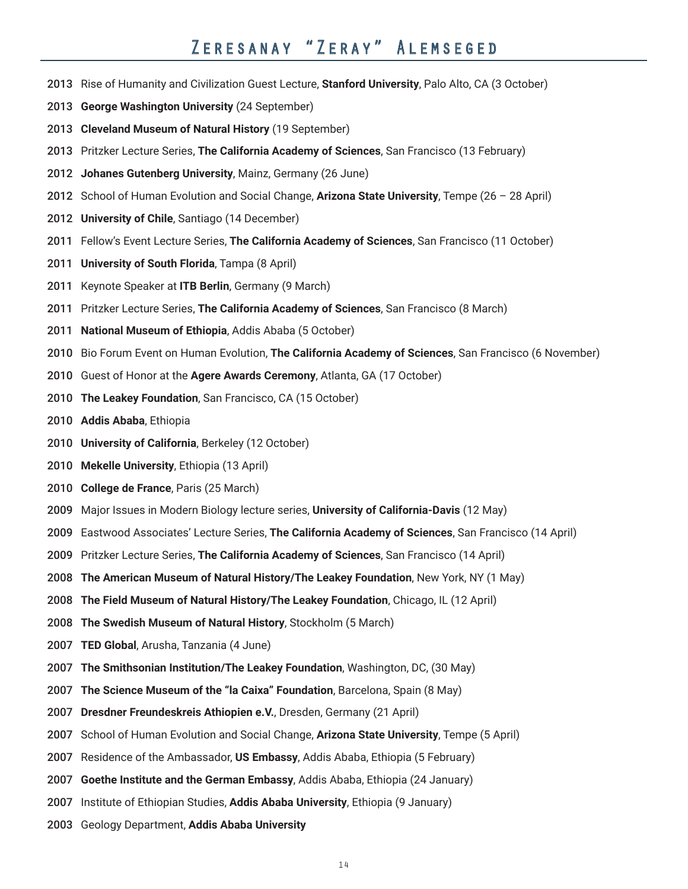2013 Rise of Humanity and Civilization Guest Lecture, **Stanford University**, Palo Alto, CA (3 October)

2013 **George Washington University** (24 September)

2013 **Cleveland Museum of Natural History** (19 September)

2013 Pritzker Lecture Series, **The California Academy of Sciences**, San Francisco (13 February)

2012 **Johanes Gutenberg University**, Mainz, Germany (26 June)

2012 School of Human Evolution and Social Change, **Arizona State University**, Tempe (26 – 28 April)

2012 **University of Chile**, Santiago (14 December)

2011 Fellow's Event Lecture Series, **The California Academy of Sciences**, San Francisco (11 October)

2011 **University of South Florida**, Tampa (8 April)

2011 Keynote Speaker at **ITB Berlin**, Germany (9 March)

2011 Pritzker Lecture Series, **The California Academy of Sciences**, San Francisco (8 March)

2011 **National Museum of Ethiopia**, Addis Ababa (5 October)

2010 Bio Forum Event on Human Evolution, **The California Academy of Sciences**, San Francisco (6 November)

2010 Guest of Honor at the **Agere Awards Ceremony**, Atlanta, GA (17 October)

2010 **The Leakey Foundation**, San Francisco, CA (15 October)

2010 **Addis Ababa**, Ethiopia

2010 **University of California**, Berkeley (12 October)

2010 **Mekelle University**, Ethiopia (13 April)

2010 **College de France**, Paris (25 March)

2009 Major Issues in Modern Biology lecture series, **University of California-Davis** (12 May)

2009 Eastwood Associates' Lecture Series, **The California Academy of Sciences**, San Francisco (14 April)

2009 Pritzker Lecture Series, **The California Academy of Sciences**, San Francisco (14 April)

2008 **The American Museum of Natural History/The Leakey Foundation**, New York, NY (1 May)

2008 **The Field Museum of Natural History/The Leakey Foundation**, Chicago, IL (12 April)

2008 **The Swedish Museum of Natural History**, Stockholm (5 March)

2007 **TED Global**, Arusha, Tanzania (4 June)

2007 **The Smithsonian Institution/The Leakey Foundation**, Washington, DC, (30 May)

2007 **The Science Museum of the "la Caixa" Foundation**, Barcelona, Spain (8 May)

2007 **Dresdner Freundeskreis Athiopien e.V.**, Dresden, Germany (21 April)

2007 School of Human Evolution and Social Change, **Arizona State University**, Tempe (5 April)

2007 Residence of the Ambassador, **US Embassy**, Addis Ababa, Ethiopia (5 February)

2007 **Goethe Institute and the German Embassy**, Addis Ababa, Ethiopia (24 January)

2007 Institute of Ethiopian Studies, **Addis Ababa University**, Ethiopia (9 January)

2003 Geology Department, **Addis Ababa University**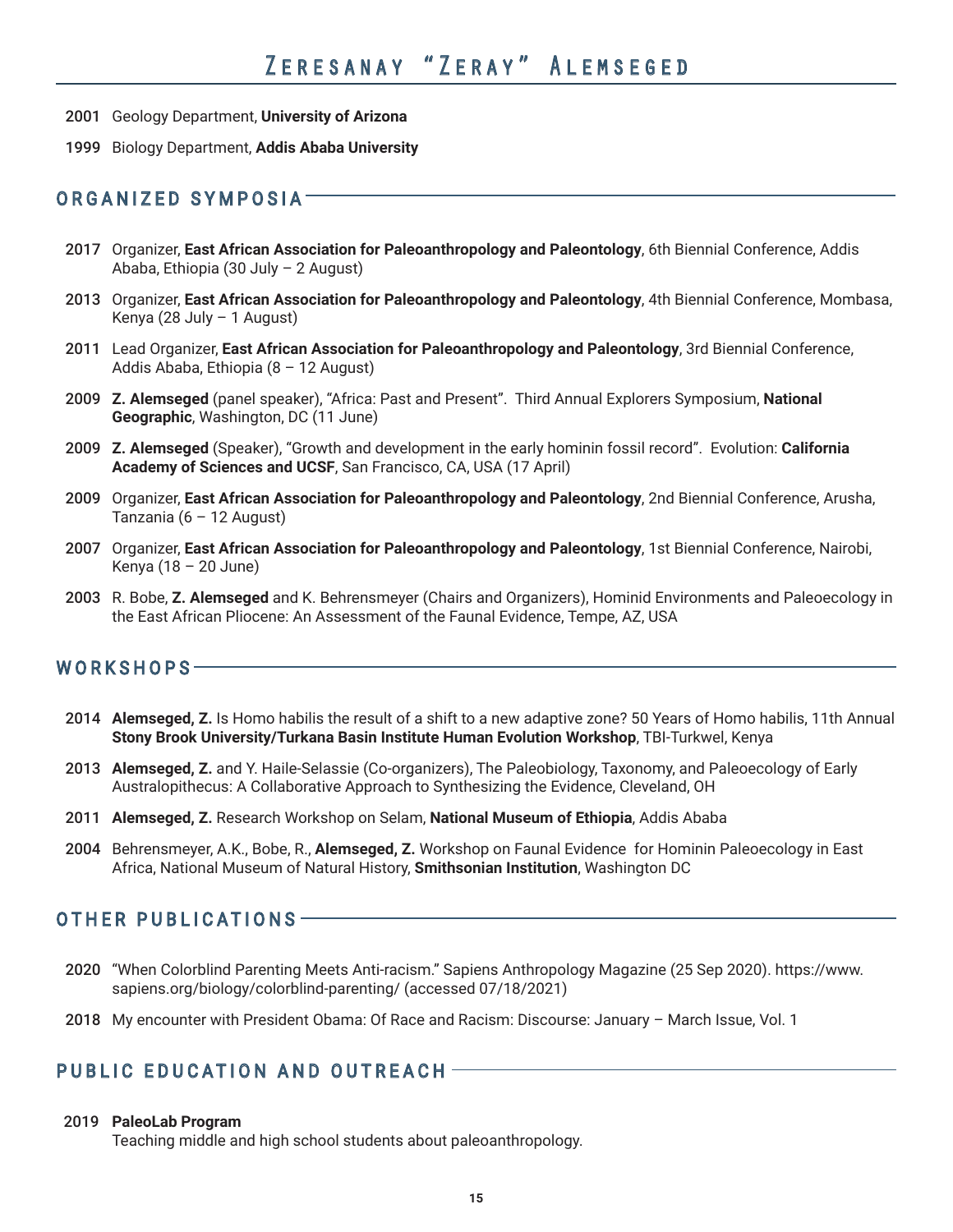**2001** Geology Department, **University of Arizona**

**1999** Biology Department, **Addis Ababa University**

## ORGANIZED SYMPOSIA

**2017** Organizer, **East African Association for Paleoanthropology and Paleontology**, 6th Biennial Conference, Addis Ababa, Ethiopia (30 July – 2 August)

**2013** Organizer, **East African Association for Paleoanthropology and Paleontology**, 4th Biennial Conference, Mombasa, Kenya (28 July – 1 August)

**2011** Lead Organizer, **East African Association for Paleoanthropology and Paleontology**, 3rd Biennial Conference, Addis Ababa, Ethiopia (8 – 12 August)

**2009** **Z. Alemseged** (panel speaker), "Africa: Past and Present". Third Annual Explorers Symposium, **National Geographic**, Washington, DC (11 June)

**2009** **Z. Alemseged** (Speaker), "Growth and development in the early hominin fossil record". Evolution: **California Academy of Sciences and UCSF**, San Francisco, CA, USA (17 April)

**2009** Organizer, **East African Association for Paleoanthropology and Paleontology**, 2nd Biennial Conference, Arusha, Tanzania (6 – 12 August)

**2007** Organizer, **East African Association for Paleoanthropology and Paleontology**, 1st Biennial Conference, Nairobi, Kenya (18 – 20 June)

**2003** R. Bobe, **Z. Alemseged** and K. Behrensmeyer (Chairs and Organizers), Hominid Environments and Paleoecology in the East African Pliocene: An Assessment of the Faunal Evidence, Tempe, AZ, USA

## WORKSHOPS

**2014** **Alemseged, Z.** Is Homo habilis the result of a shift to a new adaptive zone? 50 Years of Homo habilis, 11th Annual **Stony Brook University/Turkana Basin Institute Human Evolution Workshop**, TBI-Turkwel, Kenya

**2013** **Alemseged, Z.** and Y. Haile-Selassie (Co-organizers), The Paleobiology, Taxonomy, and Paleoecology of Early Australopithecus: A Collaborative Approach to Synthesizing the Evidence, Cleveland, OH

**2011** **Alemseged, Z.** Research Workshop on Selam, **National Museum of Ethiopia**, Addis Ababa

**2004** Behrensmeyer, A.K., Bobe, R., **Alemseged, Z.** Workshop on Faunal Evidence for Hominin Paleoecology in East Africa, National Museum of Natural History, **Smithsonian Institution**, Washington DC

## OTHER PUBLICATIONS

**2020** "When Colorblind Parenting Meets Anti-racism." Sapiens Anthropology Magazine (25 Sep 2020). https://www.sapiens.org/biology/colorblind-parenting/ (accessed 07/18/2021)

**2018** My encounter with President Obama: Of Race and Racism: Discourse: January – March Issue, Vol. 1

## PUBLIC EDUCATION AND OUTREACH

**2019** **PaleoLab Program**
Teaching middle and high school students about paleoanthropology.